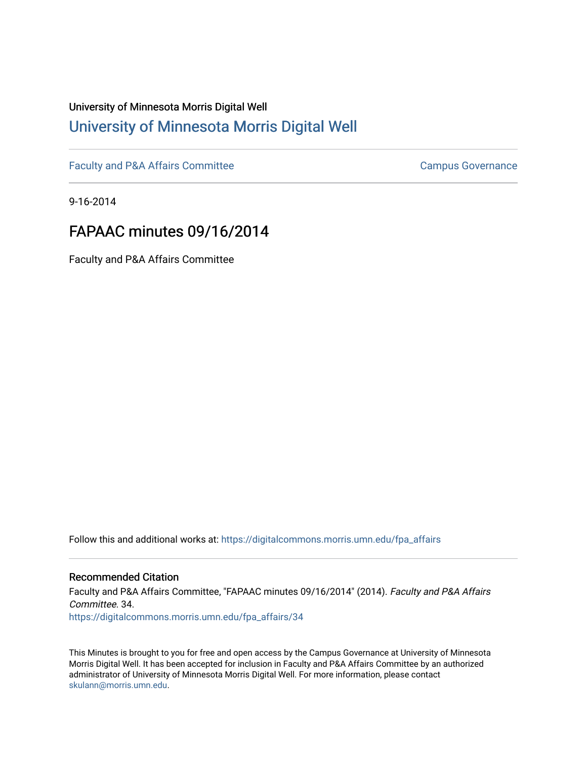University of Minnesota Morris Digital Well

# University of Minnesota Morris Digital Well

Faculty and P&A Affairs Committee

Campus Governance

9-16-2014

## FAPAAC minutes 09/16/2014

Faculty and P&A Affairs Committee

Follow this and additional works at: https://digitalcommons.morris.umn.edu/fpa_affairs

### Recommended Citation

Faculty and P&A Affairs Committee, "FAPAAC minutes 09/16/2014" (2014). *Faculty and P&A Affairs Committee*. 34.
https://digitalcommons.morris.umn.edu/fpa_affairs/34

This Minutes is brought to you for free and open access by the Campus Governance at University of Minnesota Morris Digital Well. It has been accepted for inclusion in Faculty and P&A Affairs Committee by an authorized administrator of University of Minnesota Morris Digital Well. For more information, please contact skulann@morris.umn.edu.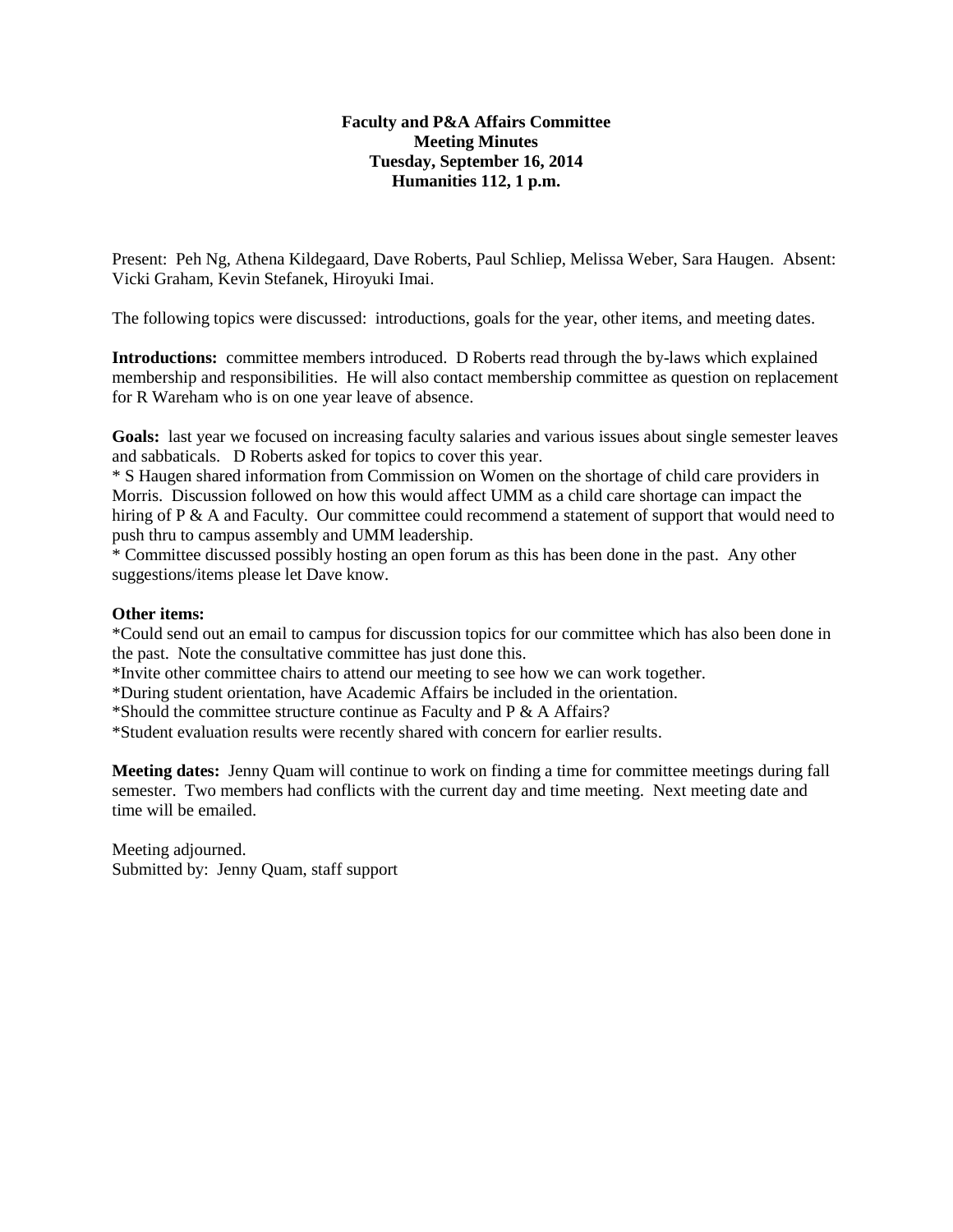**Faculty and P&A Affairs Committee**
**Meeting Minutes**
**Tuesday, September 16, 2014**
**Humanities 112, 1 p.m.**

Present: Peh Ng, Athena Kildegaard, Dave Roberts, Paul Schliep, Melissa Weber, Sara Haugen. Absent: Vicki Graham, Kevin Stefanek, Hiroyuki Imai.

The following topics were discussed: introductions, goals for the year, other items, and meeting dates.

**Introductions:** committee members introduced. D Roberts read through the by-laws which explained membership and responsibilities. He will also contact membership committee as question on replacement for R Wareham who is on one year leave of absence.

**Goals:** last year we focused on increasing faculty salaries and various issues about single semester leaves and sabbaticals. D Roberts asked for topics to cover this year.
* S Haugen shared information from Commission on Women on the shortage of child care providers in Morris. Discussion followed on how this would affect UMM as a child care shortage can impact the hiring of P & A and Faculty. Our committee could recommend a statement of support that would need to push thru to campus assembly and UMM leadership.
* Committee discussed possibly hosting an open forum as this has been done in the past. Any other suggestions/items please let Dave know.

**Other items:**
*Could send out an email to campus for discussion topics for our committee which has also been done in the past. Note the consultative committee has just done this.
*Invite other committee chairs to attend our meeting to see how we can work together.
*During student orientation, have Academic Affairs be included in the orientation.
*Should the committee structure continue as Faculty and P & A Affairs?
*Student evaluation results were recently shared with concern for earlier results.

**Meeting dates:** Jenny Quam will continue to work on finding a time for committee meetings during fall semester. Two members had conflicts with the current day and time meeting. Next meeting date and time will be emailed.

Meeting adjourned.
Submitted by: Jenny Quam, staff support